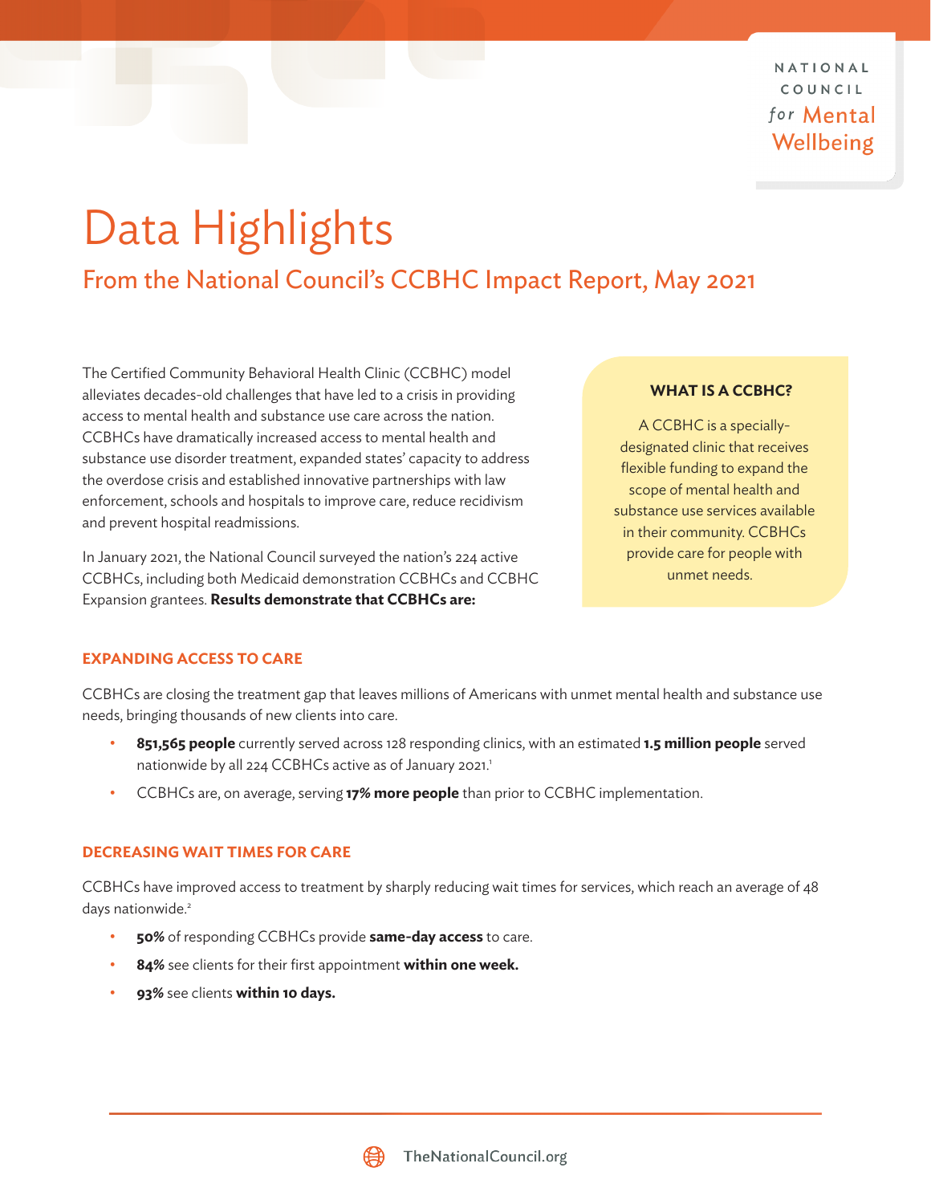NATIONAL COUNCIL *for* Mental Wellbeing

# Data Highlights

## From the National Council's CCBHC Impact Report, May 2021

The Certified Community Behavioral Health Clinic (CCBHC) model alleviates decades-old challenges that have led to a crisis in providing access to mental health and substance use care across the nation. CCBHCs have dramatically increased access to mental health and substance use disorder treatment, expanded states' capacity to address the overdose crisis and established innovative partnerships with law enforcement, schools and hospitals to improve care, reduce recidivism and prevent hospital readmissions.

In January 2021, the National Council surveyed the nation's 224 active CCBHCs, including both Medicaid demonstration CCBHCs and CCBHC Expansion grantees. **Results demonstrate that CCBHCs are:**

> **WHAT IS A CCBHC?**
>
> A CCBHC is a specially-designated clinic that receives flexible funding to expand the scope of mental health and substance use services available in their community. CCBHCs provide care for people with unmet needs.

### EXPANDING ACCESS TO CARE

CCBHCs are closing the treatment gap that leaves millions of Americans with unmet mental health and substance use needs, bringing thousands of new clients into care.

- **851,565 people** currently served across 128 responding clinics, with an estimated **1.5 million people** served nationwide by all 224 CCBHCs active as of January 2021.[1]
- CCBHCs are, on average, serving **17% more people** than prior to CCBHC implementation.

### DECREASING WAIT TIMES FOR CARE

CCBHCs have improved access to treatment by sharply reducing wait times for services, which reach an average of 48 days nationwide.[2]

- **50%** of responding CCBHCs provide **same-day access** to care.
- **84%** see clients for their first appointment **within one week.**
- **93%** see clients **within 10 days.**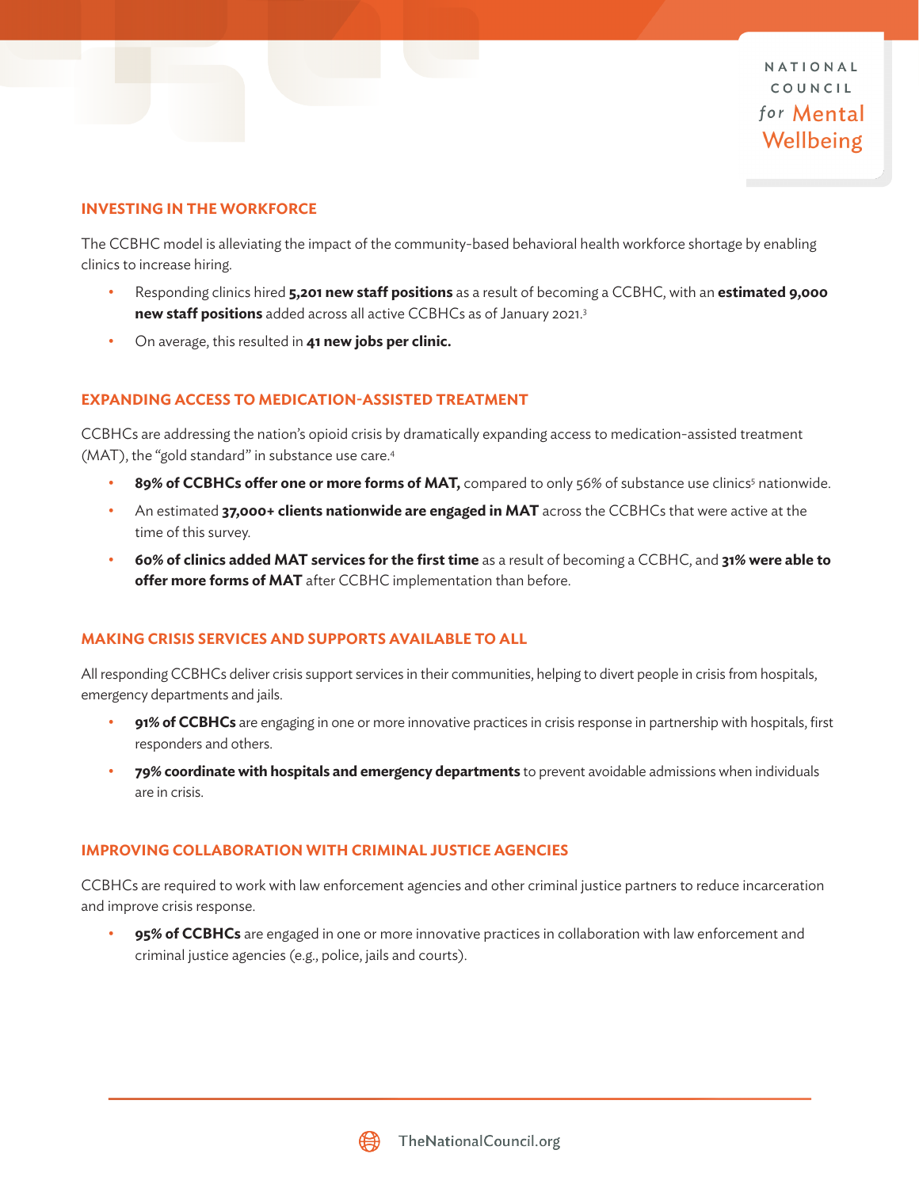## INVESTING IN THE WORKFORCE

The CCBHC model is alleviating the impact of the community-based behavioral health workforce shortage by enabling clinics to increase hiring.

- Responding clinics hired **5,201 new staff positions** as a result of becoming a CCBHC, with an **estimated 9,000 new staff positions** added across all active CCBHCs as of January 2021.[3]
- On average, this resulted in **41 new jobs per clinic.**

## EXPANDING ACCESS TO MEDICATION-ASSISTED TREATMENT

CCBHCs are addressing the nation's opioid crisis by dramatically expanding access to medication-assisted treatment (MAT), the "gold standard" in substance use care.[4]

- **89% of CCBHCs offer one or more forms of MAT,** compared to only 56% of substance use clinics[5] nationwide.
- An estimated **37,000+ clients nationwide are engaged in MAT** across the CCBHCs that were active at the time of this survey.
- **60% of clinics added MAT services for the first time** as a result of becoming a CCBHC, and **31% were able to offer more forms of MAT** after CCBHC implementation than before.

## MAKING CRISIS SERVICES AND SUPPORTS AVAILABLE TO ALL

All responding CCBHCs deliver crisis support services in their communities, helping to divert people in crisis from hospitals, emergency departments and jails.

- **91% of CCBHCs** are engaging in one or more innovative practices in crisis response in partnership with hospitals, first responders and others.
- **79% coordinate with hospitals and emergency departments** to prevent avoidable admissions when individuals are in crisis.

## IMPROVING COLLABORATION WITH CRIMINAL JUSTICE AGENCIES

CCBHCs are required to work with law enforcement agencies and other criminal justice partners to reduce incarceration and improve crisis response.

- **95% of CCBHCs** are engaged in one or more innovative practices in collaboration with law enforcement and criminal justice agencies (e.g., police, jails and courts).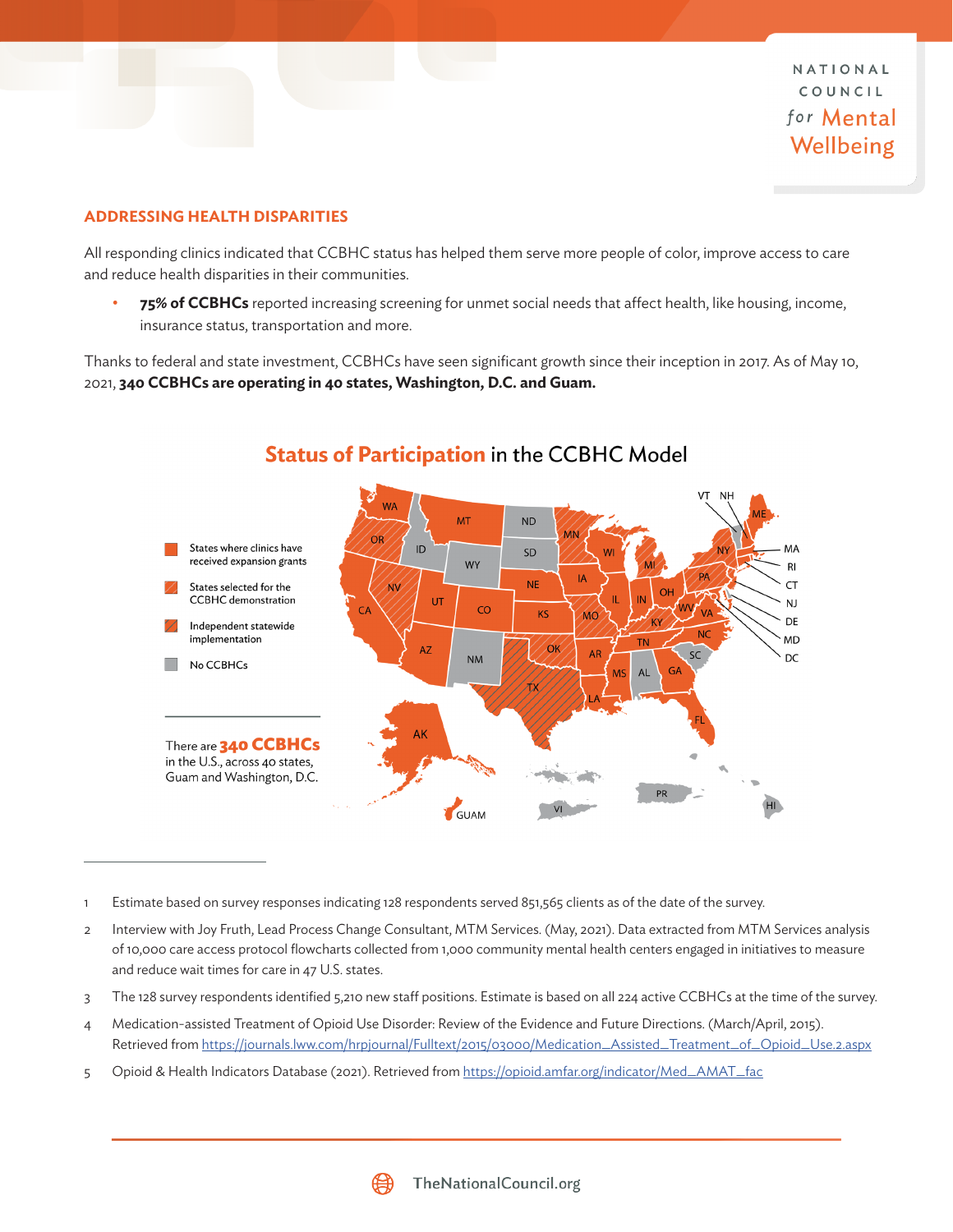## ADDRESSING HEALTH DISPARITIES

All responding clinics indicated that CCBHC status has helped them serve more people of color, improve access to care and reduce health disparities in their communities.

- **75% of CCBHCs** reported increasing screening for unmet social needs that affect health, like housing, income, insurance status, transportation and more.

Thanks to federal and state investment, CCBHCs have seen significant growth since their inception in 2017. As of May 10, 2021, **340 CCBHCs are operating in 40 states, Washington, D.C. and Guam.**

### Status of Participation in the CCBHC Model

States where clinics have received expansion grants

States selected for the CCBHC demonstration

Independent statewide implementation

No CCBHCs

WA OR CA NV ID MT WY UT AZ CO NM ND SD NE KS OK TX MN IA MO AR LA WI IL MS MI IN KY TN AL OH WV VA NC SC GA FL PA NY VT NH ME MA RI CT NJ DE MD DC AK HI PR VI GUAM

There are **340 CCBHCs** in the U.S., across 40 states, Guam and Washington, D.C.

---

1 Estimate based on survey responses indicating 128 respondents served 851,565 clients as of the date of the survey.

2 Interview with Joy Fruth, Lead Process Change Consultant, MTM Services. (May, 2021). Data extracted from MTM Services analysis of 10,000 care access protocol flowcharts collected from 1,000 community mental health centers engaged in initiatives to measure and reduce wait times for care in 47 U.S. states.

3 The 128 survey respondents identified 5,210 new staff positions. Estimate is based on all 224 active CCBHCs at the time of the survey.

4 Medication-assisted Treatment of Opioid Use Disorder: Review of the Evidence and Future Directions. (March/April, 2015). Retrieved from https://journals.lww.com/hrpjournal/Fulltext/2015/03000/Medication_Assisted_Treatment_of_Opioid_Use.2.aspx

5 Opioid & Health Indicators Database (2021). Retrieved from https://opioid.amfar.org/indicator/Med_AMAT_fac